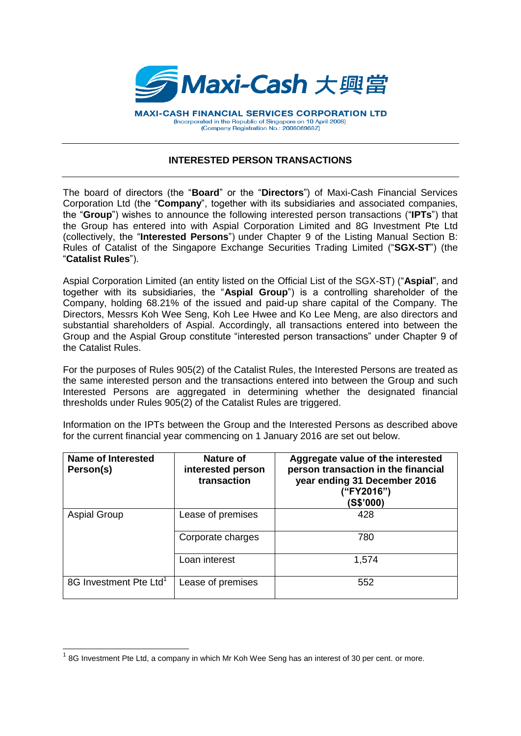Maxi-Cash 大興當

**MAXI-CASH FINANCIAL SERVICES CORPORATION LTD**
(Incorporated in the Republic of Singapore on 10 April 2008)
(Company Registration No.: 200806968Z)

## INTERESTED PERSON TRANSACTIONS

The board of directors (the "**Board**" or the "**Directors**") of Maxi-Cash Financial Services Corporation Ltd (the "**Company**", together with its subsidiaries and associated companies, the "**Group**") wishes to announce the following interested person transactions ("**IPTs**") that the Group has entered into with Aspial Corporation Limited and 8G Investment Pte Ltd (collectively, the "**Interested Persons**") under Chapter 9 of the Listing Manual Section B: Rules of Catalist of the Singapore Exchange Securities Trading Limited ("**SGX-ST**") (the "**Catalist Rules**").

Aspial Corporation Limited (an entity listed on the Official List of the SGX-ST) ("**Aspial**", and together with its subsidiaries, the "**Aspial Group**") is a controlling shareholder of the Company, holding 68.21% of the issued and paid-up share capital of the Company. The Directors, Messrs Koh Wee Seng, Koh Lee Hwee and Ko Lee Meng, are also directors and substantial shareholders of Aspial. Accordingly, all transactions entered into between the Group and the Aspial Group constitute "interested person transactions" under Chapter 9 of the Catalist Rules.

For the purposes of Rules 905(2) of the Catalist Rules, the Interested Persons are treated as the same interested person and the transactions entered into between the Group and such Interested Persons are aggregated in determining whether the designated financial thresholds under Rules 905(2) of the Catalist Rules are triggered.

Information on the IPTs between the Group and the Interested Persons as described above for the current financial year commencing on 1 January 2016 are set out below.

| Name of Interested Person(s) | Nature of interested person transaction | Aggregate value of the interested person transaction in the financial year ending 31 December 2016 ("FY2016") (S$'000) |
|---|---|---|
| Aspial Group | Lease of premises | 428 |
| | Corporate charges | 780 |
| | Loan interest | 1,574 |
| 8G Investment Pte Ltd[1] | Lease of premises | 552 |

[1] 8G Investment Pte Ltd, a company in which Mr Koh Wee Seng has an interest of 30 per cent. or more.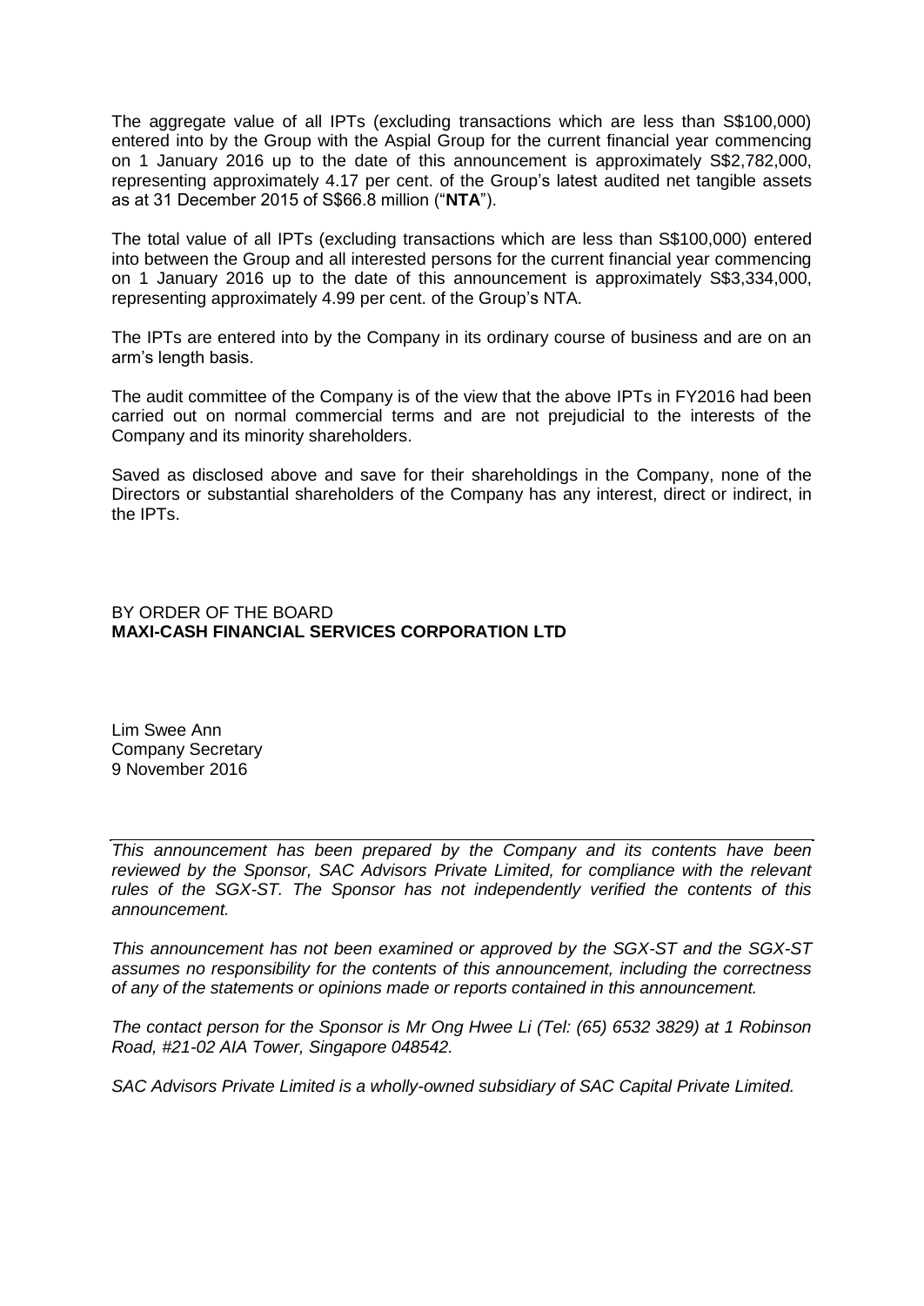The aggregate value of all IPTs (excluding transactions which are less than S$100,000) entered into by the Group with the Aspial Group for the current financial year commencing on 1 January 2016 up to the date of this announcement is approximately S$2,782,000, representing approximately 4.17 per cent. of the Group's latest audited net tangible assets as at 31 December 2015 of S$66.8 million ("**NTA**").

The total value of all IPTs (excluding transactions which are less than S$100,000) entered into between the Group and all interested persons for the current financial year commencing on 1 January 2016 up to the date of this announcement is approximately S$3,334,000, representing approximately 4.99 per cent. of the Group's NTA.

The IPTs are entered into by the Company in its ordinary course of business and are on an arm's length basis.

The audit committee of the Company is of the view that the above IPTs in FY2016 had been carried out on normal commercial terms and are not prejudicial to the interests of the Company and its minority shareholders.

Saved as disclosed above and save for their shareholdings in the Company, none of the Directors or substantial shareholders of the Company has any interest, direct or indirect, in the IPTs.

BY ORDER OF THE BOARD
**MAXI-CASH FINANCIAL SERVICES CORPORATION LTD**

Lim Swee Ann
Company Secretary
9 November 2016

---

*This announcement has been prepared by the Company and its contents have been reviewed by the Sponsor, SAC Advisors Private Limited, for compliance with the relevant rules of the SGX-ST. The Sponsor has not independently verified the contents of this announcement.*

*This announcement has not been examined or approved by the SGX-ST and the SGX-ST assumes no responsibility for the contents of this announcement, including the correctness of any of the statements or opinions made or reports contained in this announcement.*

*The contact person for the Sponsor is Mr Ong Hwee Li (Tel: (65) 6532 3829) at 1 Robinson Road, #21-02 AIA Tower, Singapore 048542.*

*SAC Advisors Private Limited is a wholly-owned subsidiary of SAC Capital Private Limited.*